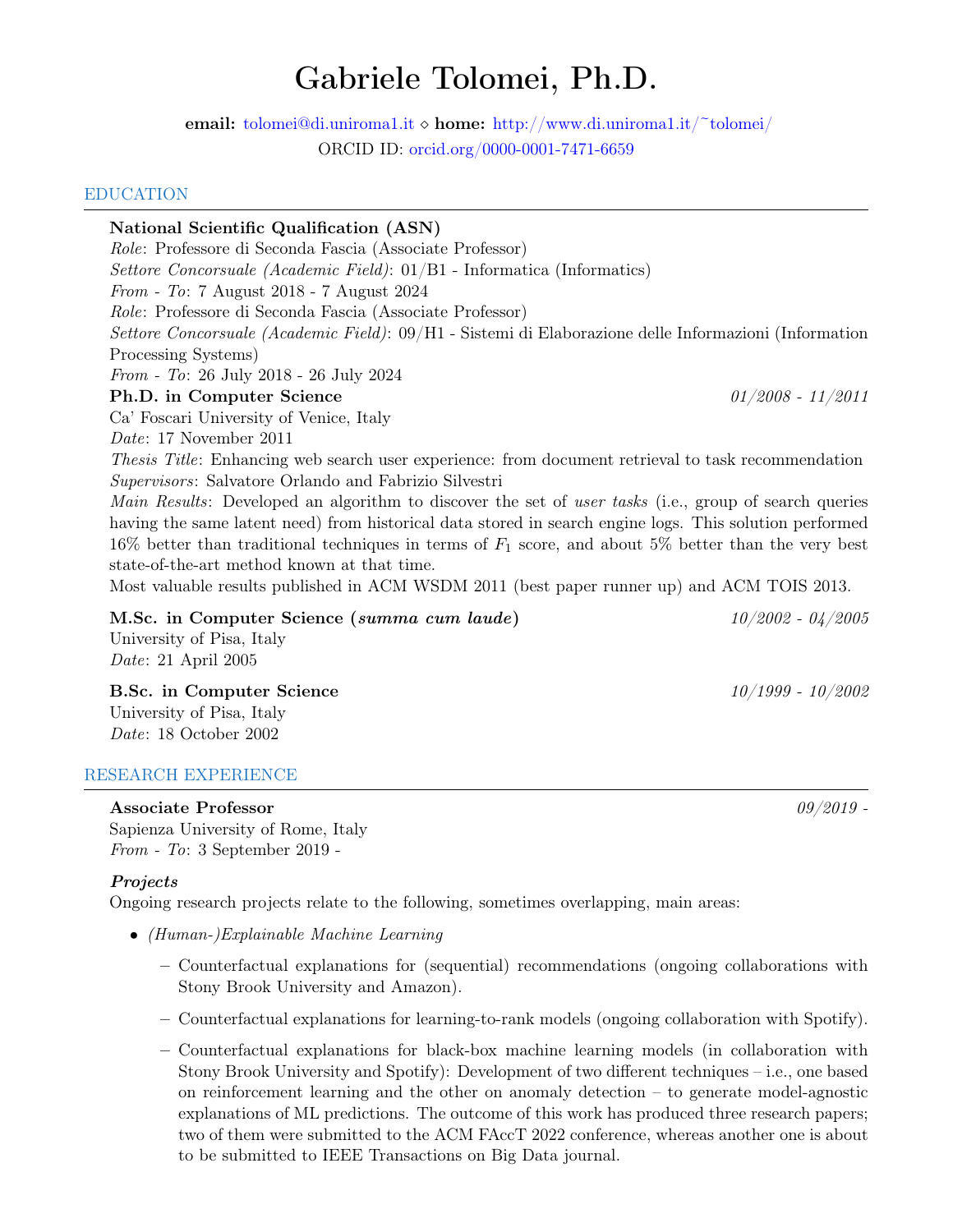# Gabriele Tolomei, Ph.D.

**email:** tolomei@di.uniroma1.it ⋄ **home:** http://www.di.uniroma1.it/~tolomei/
ORCID ID: orcid.org/0000-0001-7471-6659

## EDUCATION

**National Scientific Qualification (ASN)**
*Role*: Professore di Seconda Fascia (Associate Professor)
*Settore Concorsuale (Academic Field)*: 01/B1 - Informatica (Informatics)
*From - To*: 7 August 2018 - 7 August 2024
*Role*: Professore di Seconda Fascia (Associate Professor)
*Settore Concorsuale (Academic Field)*: 09/H1 - Sistemi di Elaborazione delle Informazioni (Information Processing Systems)
*From - To*: 26 July 2018 - 26 July 2024

**Ph.D. in Computer Science** *01/2008 - 11/2011*
Ca' Foscari University of Venice, Italy
*Date*: 17 November 2011
*Thesis Title*: Enhancing web search user experience: from document retrieval to task recommendation
*Supervisors*: Salvatore Orlando and Fabrizio Silvestri
*Main Results*: Developed an algorithm to discover the set of *user tasks* (i.e., group of search queries having the same latent need) from historical data stored in search engine logs. This solution performed 16% better than traditional techniques in terms of $F_1$ score, and about 5% better than the very best state-of-the-art method known at that time.
Most valuable results published in ACM WSDM 2011 (best paper runner up) and ACM TOIS 2013.

**M.Sc. in Computer Science (*summa cum laude*)** *10/2002 - 04/2005*
University of Pisa, Italy
*Date*: 21 April 2005

**B.Sc. in Computer Science** *10/1999 - 10/2002*
University of Pisa, Italy
*Date*: 18 October 2002

## RESEARCH EXPERIENCE

**Associate Professor** *09/2019 -*
Sapienza University of Rome, Italy
*From - To*: 3 September 2019 -

***Projects***
Ongoing research projects relate to the following, sometimes overlapping, main areas:

- *(Human-)Explainable Machine Learning*
  - Counterfactual explanations for (sequential) recommendations (ongoing collaborations with Stony Brook University and Amazon).
  - Counterfactual explanations for learning-to-rank models (ongoing collaboration with Spotify).
  - Counterfactual explanations for black-box machine learning models (in collaboration with Stony Brook University and Spotify): Development of two different techniques – i.e., one based on reinforcement learning and the other on anomaly detection – to generate model-agnostic explanations of ML predictions. The outcome of this work has produced three research papers; two of them were submitted to the ACM FAccT 2022 conference, whereas another one is about to be submitted to IEEE Transactions on Big Data journal.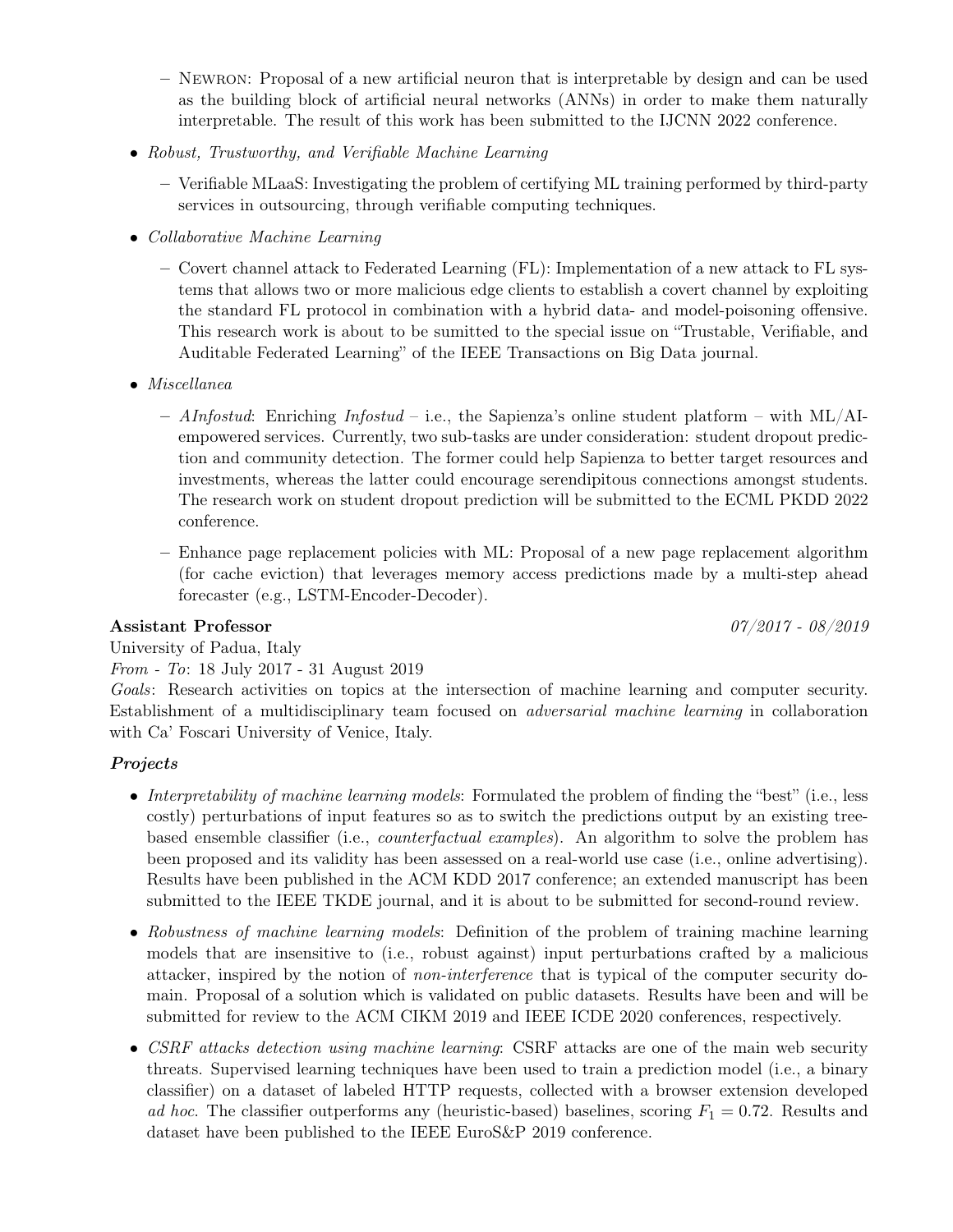- Newron: Proposal of a new artificial neuron that is interpretable by design and can be used as the building block of artificial neural networks (ANNs) in order to make them naturally interpretable. The result of this work has been submitted to the IJCNN 2022 conference.

- *Robust, Trustworthy, and Verifiable Machine Learning*
  - Verifiable MLaaS: Investigating the problem of certifying ML training performed by third-party services in outsourcing, through verifiable computing techniques.

- *Collaborative Machine Learning*
  - Covert channel attack to Federated Learning (FL): Implementation of a new attack to FL systems that allows two or more malicious edge clients to establish a covert channel by exploiting the standard FL protocol in combination with a hybrid data- and model-poisoning offensive. This research work is about to be sumitted to the special issue on "Trustable, Verifiable, and Auditable Federated Learning" of the IEEE Transactions on Big Data journal.

- *Miscellanea*
  - *AInfostud*: Enriching *Infostud* – i.e., the Sapienza's online student platform – with ML/AI-empowered services. Currently, two sub-tasks are under consideration: student dropout prediction and community detection. The former could help Sapienza to better target resources and investments, whereas the latter could encourage serendipitous connections amongst students. The research work on student dropout prediction will be submitted to the ECML PKDD 2022 conference.
  - Enhance page replacement policies with ML: Proposal of a new page replacement algorithm (for cache eviction) that leverages memory access predictions made by a multi-step ahead forecaster (e.g., LSTM-Encoder-Decoder).

**Assistant Professor** *07/2017 - 08/2019*

University of Padua, Italy

*From - To*: 18 July 2017 - 31 August 2019

*Goals*: Research activities on topics at the intersection of machine learning and computer security. Establishment of a multidisciplinary team focused on *adversarial machine learning* in collaboration with Ca' Foscari University of Venice, Italy.

***Projects***

- *Interpretability of machine learning models*: Formulated the problem of finding the "best" (i.e., less costly) perturbations of input features so as to switch the predictions output by an existing tree-based ensemble classifier (i.e., *counterfactual examples*). An algorithm to solve the problem has been proposed and its validity has been assessed on a real-world use case (i.e., online advertising). Results have been published in the ACM KDD 2017 conference; an extended manuscript has been submitted to the IEEE TKDE journal, and it is about to be submitted for second-round review.

- *Robustness of machine learning models*: Definition of the problem of training machine learning models that are insensitive to (i.e., robust against) input perturbations crafted by a malicious attacker, inspired by the notion of *non-interference* that is typical of the computer security domain. Proposal of a solution which is validated on public datasets. Results have been and will be submitted for review to the ACM CIKM 2019 and IEEE ICDE 2020 conferences, respectively.

- *CSRF attacks detection using machine learning*: CSRF attacks are one of the main web security threats. Supervised learning techniques have been used to train a prediction model (i.e., a binary classifier) on a dataset of labeled HTTP requests, collected with a browser extension developed *ad hoc*. The classifier outperforms any (heuristic-based) baselines, scoring $F_1 = 0.72$. Results and dataset have been published to the IEEE EuroS&P 2019 conference.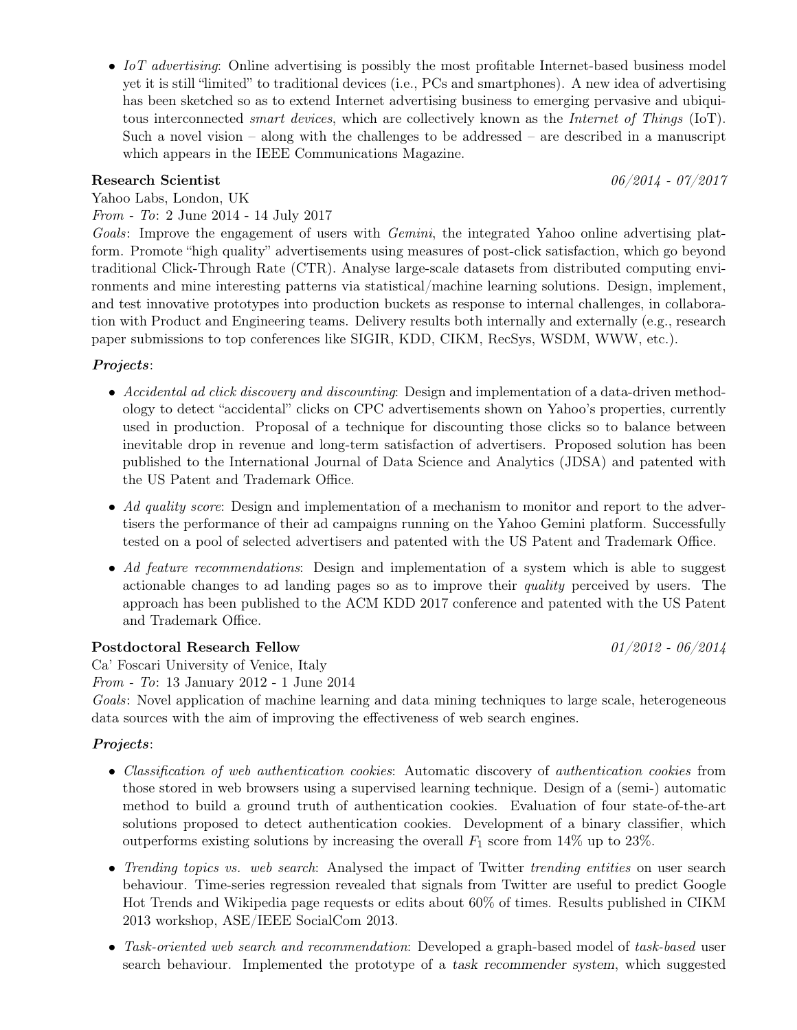- *IoT advertising*: Online advertising is possibly the most profitable Internet-based business model yet it is still "limited" to traditional devices (i.e., PCs and smartphones). A new idea of advertising has been sketched so as to extend Internet advertising business to emerging pervasive and ubiquitous interconnected *smart devices*, which are collectively known as the *Internet of Things* (IoT). Such a novel vision – along with the challenges to be addressed – are described in a manuscript which appears in the IEEE Communications Magazine.

**Research Scientist** *06/2014 - 07/2017*

Yahoo Labs, London, UK

*From - To*: 2 June 2014 - 14 July 2017

*Goals*: Improve the engagement of users with *Gemini*, the integrated Yahoo online advertising platform. Promote "high quality" advertisements using measures of post-click satisfaction, which go beyond traditional Click-Through Rate (CTR). Analyse large-scale datasets from distributed computing environments and mine interesting patterns via statistical/machine learning solutions. Design, implement, and test innovative prototypes into production buckets as response to internal challenges, in collaboration with Product and Engineering teams. Delivery results both internally and externally (e.g., research paper submissions to top conferences like SIGIR, KDD, CIKM, RecSys, WSDM, WWW, etc.).

***Projects***:

- *Accidental ad click discovery and discounting*: Design and implementation of a data-driven methodology to detect "accidental" clicks on CPC advertisements shown on Yahoo's properties, currently used in production. Proposal of a technique for discounting those clicks so to balance between inevitable drop in revenue and long-term satisfaction of advertisers. Proposed solution has been published to the International Journal of Data Science and Analytics (JDSA) and patented with the US Patent and Trademark Office.
- *Ad quality score*: Design and implementation of a mechanism to monitor and report to the advertisers the performance of their ad campaigns running on the Yahoo Gemini platform. Successfully tested on a pool of selected advertisers and patented with the US Patent and Trademark Office.
- *Ad feature recommendations*: Design and implementation of a system which is able to suggest actionable changes to ad landing pages so as to improve their *quality* perceived by users. The approach has been published to the ACM KDD 2017 conference and patented with the US Patent and Trademark Office.

**Postdoctoral Research Fellow** *01/2012 - 06/2014*

Ca' Foscari University of Venice, Italy

*From - To*: 13 January 2012 - 1 June 2014

*Goals*: Novel application of machine learning and data mining techniques to large scale, heterogeneous data sources with the aim of improving the effectiveness of web search engines.

***Projects***:

- *Classification of web authentication cookies*: Automatic discovery of *authentication cookies* from those stored in web browsers using a supervised learning technique. Design of a (semi-) automatic method to build a ground truth of authentication cookies. Evaluation of four state-of-the-art solutions proposed to detect authentication cookies. Development of a binary classifier, which outperforms existing solutions by increasing the overall $F_1$ score from 14% up to 23%.
- *Trending topics vs. web search*: Analysed the impact of Twitter *trending entities* on user search behaviour. Time-series regression revealed that signals from Twitter are useful to predict Google Hot Trends and Wikipedia page requests or edits about 60% of times. Results published in CIKM 2013 workshop, ASE/IEEE SocialCom 2013.
- *Task-oriented web search and recommendation*: Developed a graph-based model of *task-based* user search behaviour. Implemented the prototype of a task recommender system, which suggested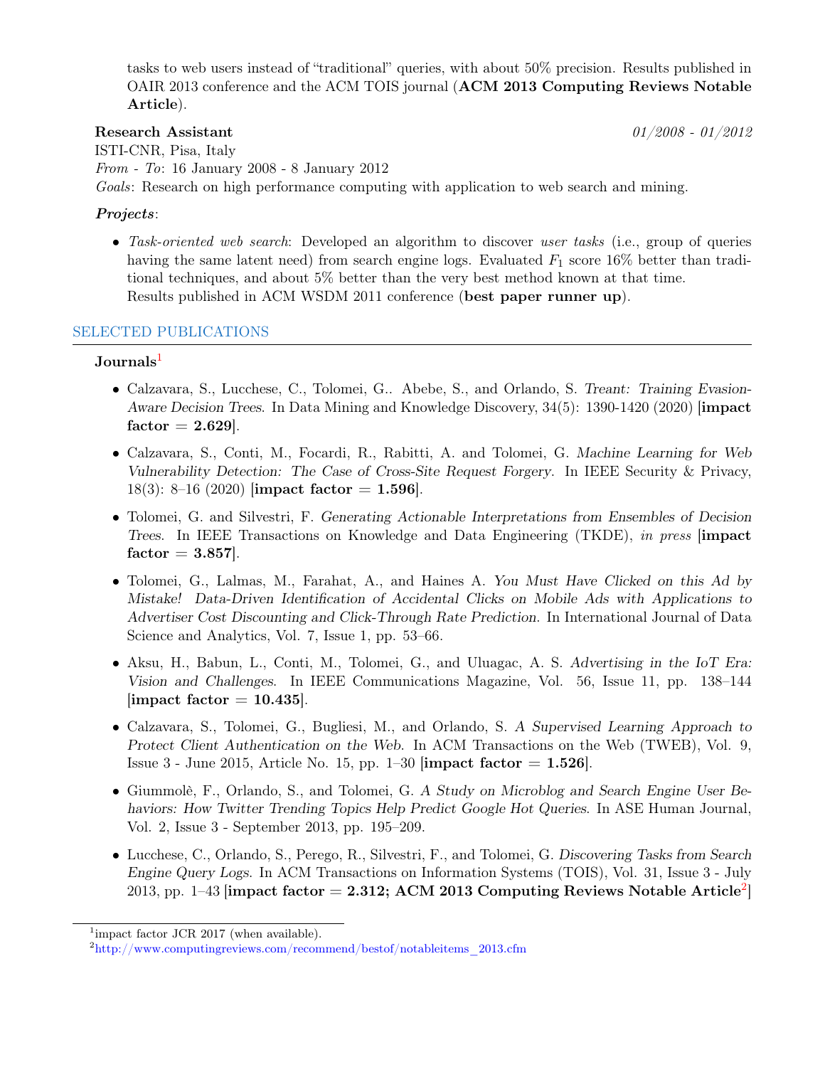tasks to web users instead of "traditional" queries, with about 50% precision. Results published in OAIR 2013 conference and the ACM TOIS journal (**ACM 2013 Computing Reviews Notable Article**).

**Research Assistant** *01/2008 - 01/2012*

ISTI-CNR, Pisa, Italy

*From - To*: 16 January 2008 - 8 January 2012

*Goals*: Research on high performance computing with application to web search and mining.

***Projects***:

- *Task-oriented web search*: Developed an algorithm to discover *user tasks* (i.e., group of queries having the same latent need) from search engine logs. Evaluated $F_1$ score 16% better than traditional techniques, and about 5% better than the very best method known at that time.
  Results published in ACM WSDM 2011 conference (**best paper runner up**).

## SELECTED PUBLICATIONS

### Journals[1]

- Calzavara, S., Lucchese, C., Tolomei, G.. Abebe, S., and Orlando, S. *Treant: Training Evasion-Aware Decision Trees*. In Data Mining and Knowledge Discovery, 34(5): 1390-1420 (2020) [**impact factor = 2.629**].

- Calzavara, S., Conti, M., Focardi, R., Rabitti, A. and Tolomei, G. *Machine Learning for Web Vulnerability Detection: The Case of Cross-Site Request Forgery*. In IEEE Security & Privacy, 18(3): 8–16 (2020) [**impact factor = 1.596**].

- Tolomei, G. and Silvestri, F. *Generating Actionable Interpretations from Ensembles of Decision Trees*. In IEEE Transactions on Knowledge and Data Engineering (TKDE), *in press* [**impact factor = 3.857**].

- Tolomei, G., Lalmas, M., Farahat, A., and Haines A. *You Must Have Clicked on this Ad by Mistake! Data-Driven Identification of Accidental Clicks on Mobile Ads with Applications to Advertiser Cost Discounting and Click-Through Rate Prediction*. In International Journal of Data Science and Analytics, Vol. 7, Issue 1, pp. 53–66.

- Aksu, H., Babun, L., Conti, M., Tolomei, G., and Uluagac, A. S. *Advertising in the IoT Era: Vision and Challenges*. In IEEE Communications Magazine, Vol. 56, Issue 11, pp. 138–144 [**impact factor = 10.435**].

- Calzavara, S., Tolomei, G., Bugliesi, M., and Orlando, S. *A Supervised Learning Approach to Protect Client Authentication on the Web*. In ACM Transactions on the Web (TWEB), Vol. 9, Issue 3 - June 2015, Article No. 15, pp. 1–30 [**impact factor = 1.526**].

- Giummolè, F., Orlando, S., and Tolomei, G. *A Study on Microblog and Search Engine User Behaviors: How Twitter Trending Topics Help Predict Google Hot Queries*. In ASE Human Journal, Vol. 2, Issue 3 - September 2013, pp. 195–209.

- Lucchese, C., Orlando, S., Perego, R., Silvestri, F., and Tolomei, G. *Discovering Tasks from Search Engine Query Logs*. In ACM Transactions on Information Systems (TOIS), Vol. 31, Issue 3 - July 2013, pp. 1–43 [**impact factor = 2.312; ACM 2013 Computing Reviews Notable Article**[2]]

[1] impact factor JCR 2017 (when available).

[2] http://www.computingreviews.com/recommend/bestof/notableitems_2013.cfm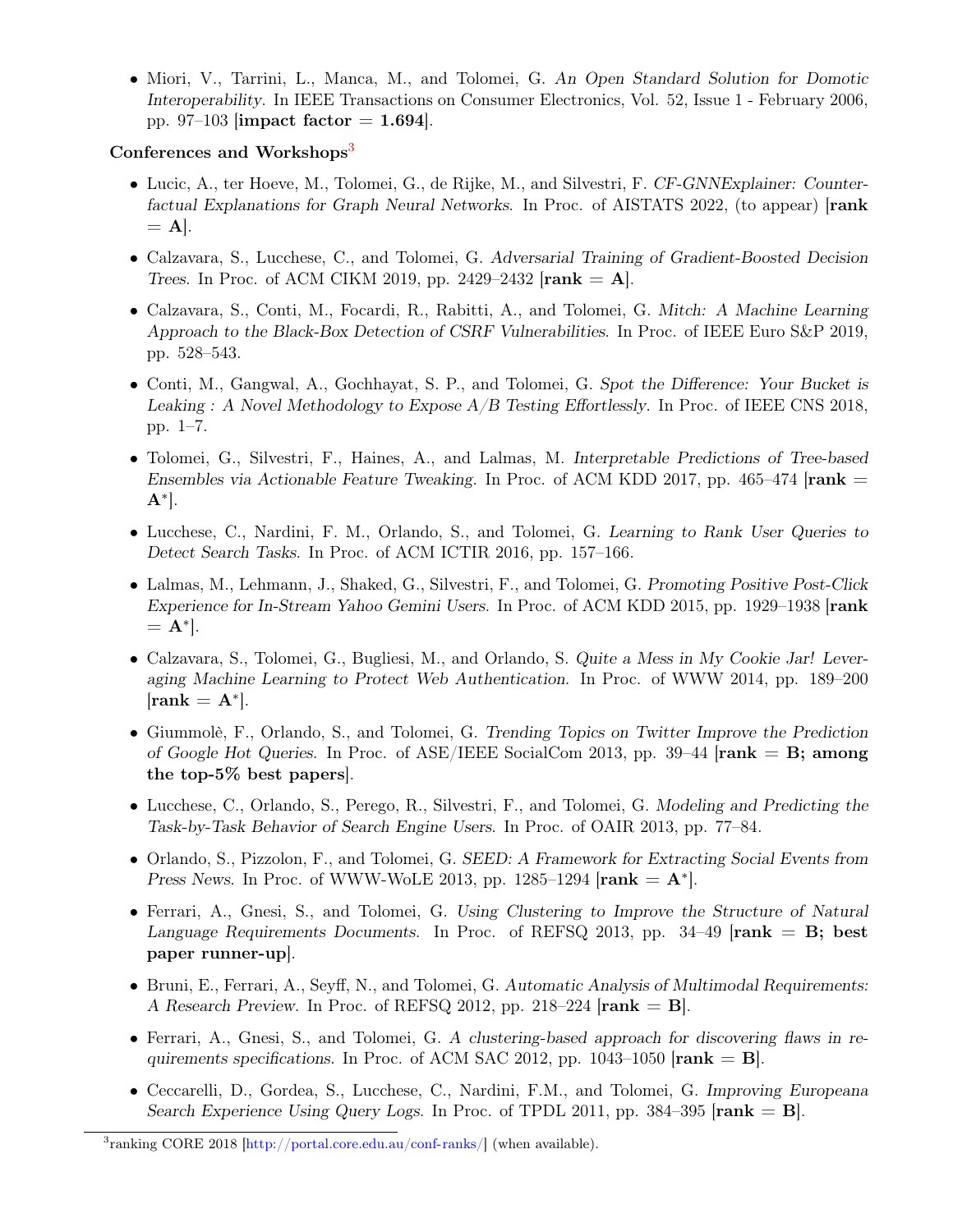- Miori, V., Tarrini, L., Manca, M., and Tolomei, G. *An Open Standard Solution for Domotic Interoperability*. In IEEE Transactions on Consumer Electronics, Vol. 52, Issue 1 - February 2006, pp. 97–103 [**impact factor = 1.694**].

**Conferences and Workshops**[3]

- Lucic, A., ter Hoeve, M., Tolomei, G., de Rijke, M., and Silvestri, F. *CF-GNNExplainer: Counterfactual Explanations for Graph Neural Networks*. In Proc. of AISTATS 2022, (to appear) [**rank = A**].

- Calzavara, S., Lucchese, C., and Tolomei, G. *Adversarial Training of Gradient-Boosted Decision Trees*. In Proc. of ACM CIKM 2019, pp. 2429–2432 [**rank = A**].

- Calzavara, S., Conti, M., Focardi, R., Rabitti, A., and Tolomei, G. *Mitch: A Machine Learning Approach to the Black-Box Detection of CSRF Vulnerabilities*. In Proc. of IEEE Euro S&P 2019, pp. 528–543.

- Conti, M., Gangwal, A., Gochhayat, S. P., and Tolomei, G. *Spot the Difference: Your Bucket is Leaking : A Novel Methodology to Expose A/B Testing Effortlessly*. In Proc. of IEEE CNS 2018, pp. 1–7.

- Tolomei, G., Silvestri, F., Haines, A., and Lalmas, M. *Interpretable Predictions of Tree-based Ensembles via Actionable Feature Tweaking*. In Proc. of ACM KDD 2017, pp. 465–474 [**rank = A\***].

- Lucchese, C., Nardini, F. M., Orlando, S., and Tolomei, G. *Learning to Rank User Queries to Detect Search Tasks*. In Proc. of ACM ICTIR 2016, pp. 157–166.

- Lalmas, M., Lehmann, J., Shaked, G., Silvestri, F., and Tolomei, G. *Promoting Positive Post-Click Experience for In-Stream Yahoo Gemini Users*. In Proc. of ACM KDD 2015, pp. 1929–1938 [**rank = A\***].

- Calzavara, S., Tolomei, G., Bugliesi, M., and Orlando, S. *Quite a Mess in My Cookie Jar! Leveraging Machine Learning to Protect Web Authentication*. In Proc. of WWW 2014, pp. 189–200 [**rank = A\***].

- Giummolè, F., Orlando, S., and Tolomei, G. *Trending Topics on Twitter Improve the Prediction of Google Hot Queries*. In Proc. of ASE/IEEE SocialCom 2013, pp. 39–44 [**rank = B; among the top-5% best papers**].

- Lucchese, C., Orlando, S., Perego, R., Silvestri, F., and Tolomei, G. *Modeling and Predicting the Task-by-Task Behavior of Search Engine Users*. In Proc. of OAIR 2013, pp. 77–84.

- Orlando, S., Pizzolon, F., and Tolomei, G. *SEED: A Framework for Extracting Social Events from Press News*. In Proc. of WWW-WoLE 2013, pp. 1285–1294 [**rank = A\***].

- Ferrari, A., Gnesi, S., and Tolomei, G. *Using Clustering to Improve the Structure of Natural Language Requirements Documents*. In Proc. of REFSQ 2013, pp. 34–49 [**rank = B; best paper runner-up**].

- Bruni, E., Ferrari, A., Seyff, N., and Tolomei, G. *Automatic Analysis of Multimodal Requirements: A Research Preview*. In Proc. of REFSQ 2012, pp. 218–224 [**rank = B**].

- Ferrari, A., Gnesi, S., and Tolomei, G. *A clustering-based approach for discovering flaws in requirements specifications*. In Proc. of ACM SAC 2012, pp. 1043–1050 [**rank = B**].

- Ceccarelli, D., Gordea, S., Lucchese, C., Nardini, F.M., and Tolomei, G. *Improving Europeana Search Experience Using Query Logs*. In Proc. of TPDL 2011, pp. 384–395 [**rank = B**].

[3] ranking CORE 2018 [http://portal.core.edu.au/conf-ranks/] (when available).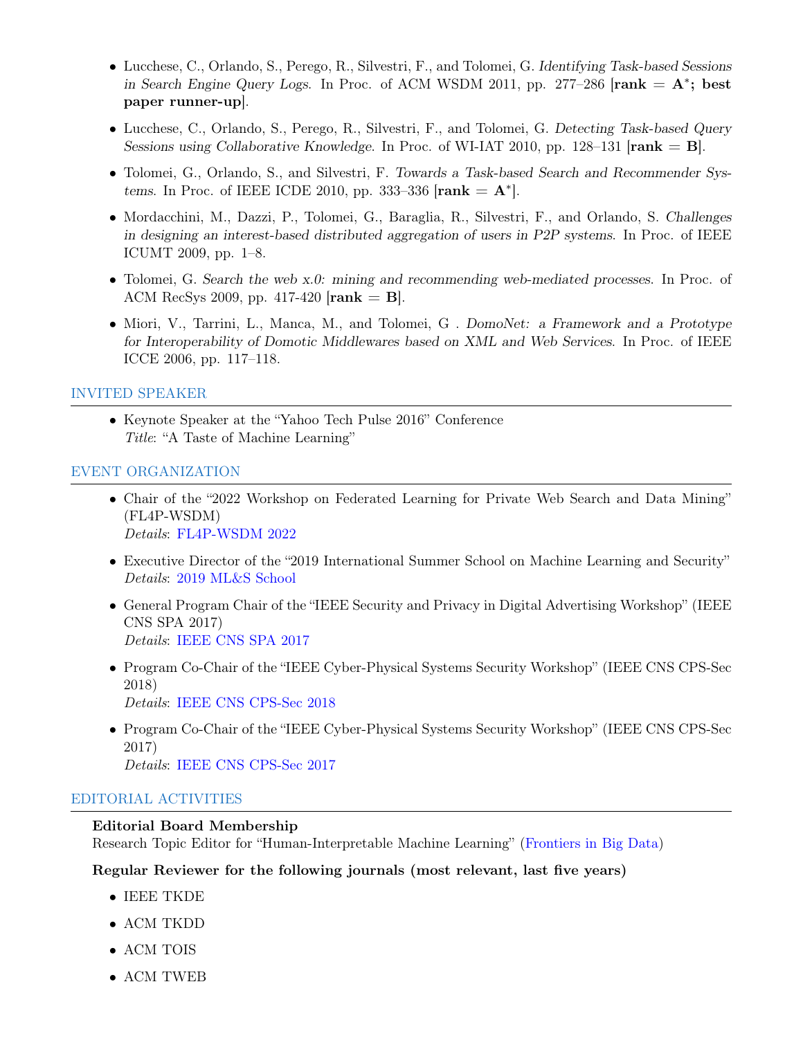- Lucchese, C., Orlando, S., Perego, R., Silvestri, F., and Tolomei, G. *Identifying Task-based Sessions in Search Engine Query Logs*. In Proc. of ACM WSDM 2011, pp. 277–286 [**rank = A$^*$; best paper runner-up**].

- Lucchese, C., Orlando, S., Perego, R., Silvestri, F., and Tolomei, G. *Detecting Task-based Query Sessions using Collaborative Knowledge*. In Proc. of WI-IAT 2010, pp. 128–131 [**rank = B**].

- Tolomei, G., Orlando, S., and Silvestri, F. *Towards a Task-based Search and Recommender Systems*. In Proc. of IEEE ICDE 2010, pp. 333–336 [**rank = A$^*$**].

- Mordacchini, M., Dazzi, P., Tolomei, G., Baraglia, R., Silvestri, F., and Orlando, S. *Challenges in designing an interest-based distributed aggregation of users in P2P systems*. In Proc. of IEEE ICUMT 2009, pp. 1–8.

- Tolomei, G. *Search the web x.0: mining and recommending web-mediated processes*. In Proc. of ACM RecSys 2009, pp. 417-420 [**rank = B**].

- Miori, V., Tarrini, L., Manca, M., and Tolomei, G . *DomoNet: a Framework and a Prototype for Interoperability of Domotic Middlewares based on XML and Web Services*. In Proc. of IEEE ICCE 2006, pp. 117–118.

## INVITED SPEAKER

- Keynote Speaker at the "Yahoo Tech Pulse 2016" Conference
  *Title*: "A Taste of Machine Learning"

## EVENT ORGANIZATION

- Chair of the "2022 Workshop on Federated Learning for Private Web Search and Data Mining" (FL4P-WSDM)
  *Details*: FL4P-WSDM 2022

- Executive Director of the "2019 International Summer School on Machine Learning and Security"
  *Details*: 2019 ML&S School

- General Program Chair of the "IEEE Security and Privacy in Digital Advertising Workshop" (IEEE CNS SPA 2017)
  *Details*: IEEE CNS SPA 2017

- Program Co-Chair of the "IEEE Cyber-Physical Systems Security Workshop" (IEEE CNS CPS-Sec 2018)
  *Details*: IEEE CNS CPS-Sec 2018

- Program Co-Chair of the "IEEE Cyber-Physical Systems Security Workshop" (IEEE CNS CPS-Sec 2017)
  *Details*: IEEE CNS CPS-Sec 2017

## EDITORIAL ACTIVITIES

**Editorial Board Membership**
Research Topic Editor for "Human-Interpretable Machine Learning" (Frontiers in Big Data)

**Regular Reviewer for the following journals (most relevant, last five years)**

- IEEE TKDE
- ACM TKDD
- ACM TOIS
- ACM TWEB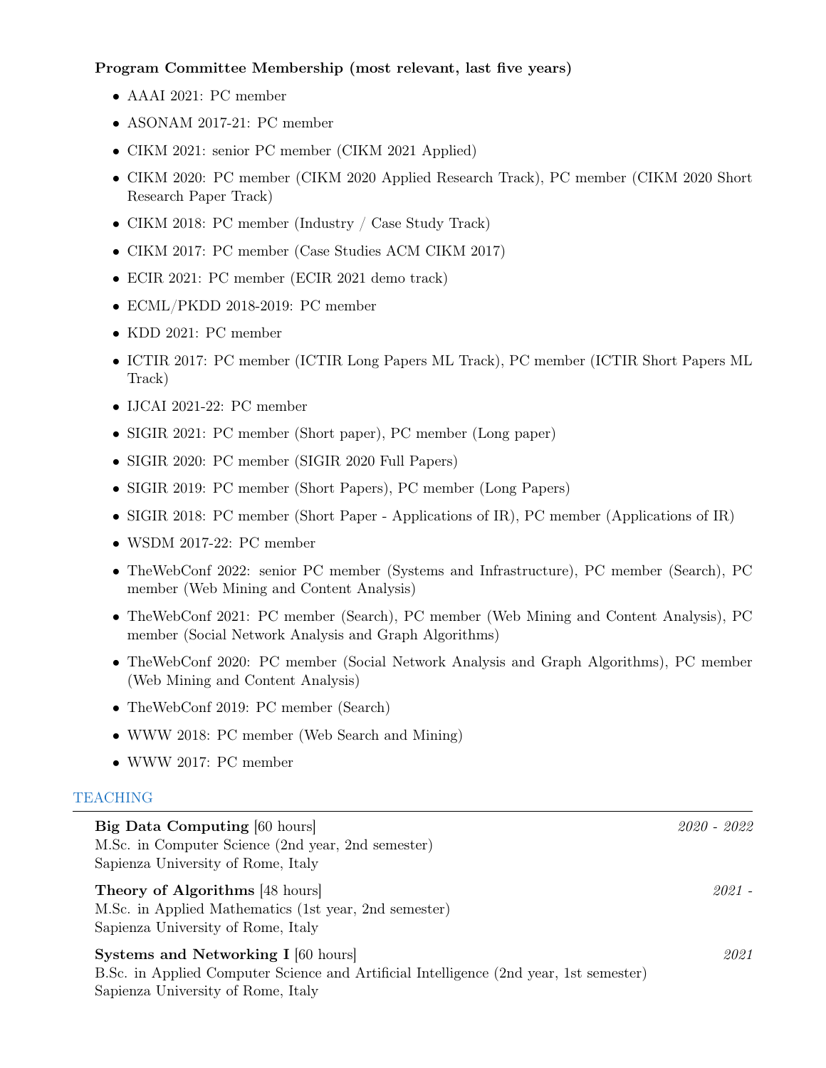**Program Committee Membership (most relevant, last five years)**

- AAAI 2021: PC member
- ASONAM 2017-21: PC member
- CIKM 2021: senior PC member (CIKM 2021 Applied)
- CIKM 2020: PC member (CIKM 2020 Applied Research Track), PC member (CIKM 2020 Short Research Paper Track)
- CIKM 2018: PC member (Industry / Case Study Track)
- CIKM 2017: PC member (Case Studies ACM CIKM 2017)
- ECIR 2021: PC member (ECIR 2021 demo track)
- ECML/PKDD 2018-2019: PC member
- KDD 2021: PC member
- ICTIR 2017: PC member (ICTIR Long Papers ML Track), PC member (ICTIR Short Papers ML Track)
- IJCAI 2021-22: PC member
- SIGIR 2021: PC member (Short paper), PC member (Long paper)
- SIGIR 2020: PC member (SIGIR 2020 Full Papers)
- SIGIR 2019: PC member (Short Papers), PC member (Long Papers)
- SIGIR 2018: PC member (Short Paper - Applications of IR), PC member (Applications of IR)
- WSDM 2017-22: PC member
- TheWebConf 2022: senior PC member (Systems and Infrastructure), PC member (Search), PC member (Web Mining and Content Analysis)
- TheWebConf 2021: PC member (Search), PC member (Web Mining and Content Analysis), PC member (Social Network Analysis and Graph Algorithms)
- TheWebConf 2020: PC member (Social Network Analysis and Graph Algorithms), PC member (Web Mining and Content Analysis)
- TheWebConf 2019: PC member (Search)
- WWW 2018: PC member (Web Search and Mining)
- WWW 2017: PC member

## TEACHING

**Big Data Computing** [60 hours] *2020 - 2022*
M.Sc. in Computer Science (2nd year, 2nd semester)
Sapienza University of Rome, Italy

**Theory of Algorithms** [48 hours] *2021 -*
M.Sc. in Applied Mathematics (1st year, 2nd semester)
Sapienza University of Rome, Italy

**Systems and Networking I** [60 hours] *2021*
B.Sc. in Applied Computer Science and Artificial Intelligence (2nd year, 1st semester)
Sapienza University of Rome, Italy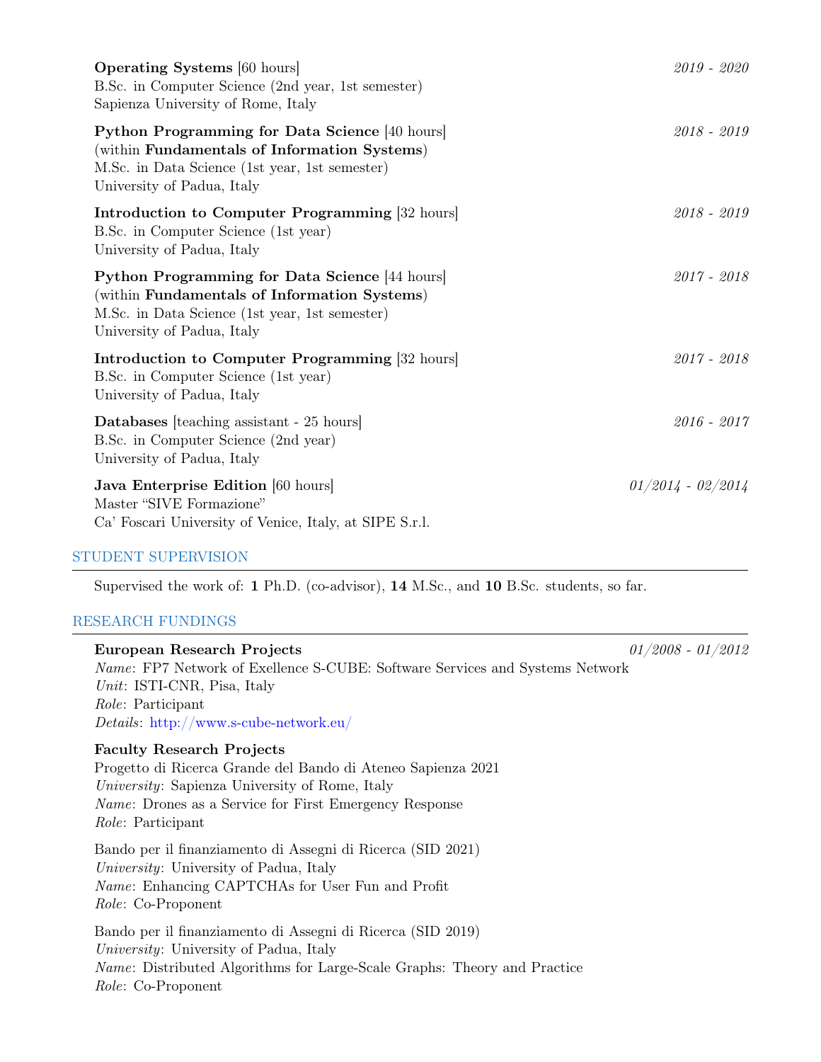**Operating Systems** [60 hours] *2019 - 2020*
B.Sc. in Computer Science (2nd year, 1st semester)
Sapienza University of Rome, Italy

**Python Programming for Data Science** [40 hours] *2018 - 2019*
(within **Fundamentals of Information Systems**)
M.Sc. in Data Science (1st year, 1st semester)
University of Padua, Italy

**Introduction to Computer Programming** [32 hours] *2018 - 2019*
B.Sc. in Computer Science (1st year)
University of Padua, Italy

**Python Programming for Data Science** [44 hours] *2017 - 2018*
(within **Fundamentals of Information Systems**)
M.Sc. in Data Science (1st year, 1st semester)
University of Padua, Italy

**Introduction to Computer Programming** [32 hours] *2017 - 2018*
B.Sc. in Computer Science (1st year)
University of Padua, Italy

**Databases** [teaching assistant - 25 hours] *2016 - 2017*
B.Sc. in Computer Science (2nd year)
University of Padua, Italy

**Java Enterprise Edition** [60 hours] *01/2014 - 02/2014*
Master "SIVE Formazione"
Ca' Foscari University of Venice, Italy, at SIPE S.r.l.

## STUDENT SUPERVISION

Supervised the work of: **1** Ph.D. (co-advisor), **14** M.Sc., and **10** B.Sc. students, so far.

## RESEARCH FUNDINGS

**European Research Projects** *01/2008 - 01/2012*
*Name*: FP7 Network of Exellence S-CUBE: Software Services and Systems Network
*Unit*: ISTI-CNR, Pisa, Italy
*Role*: Participant
*Details*: http://www.s-cube-network.eu/

**Faculty Research Projects**
Progetto di Ricerca Grande del Bando di Ateneo Sapienza 2021
*University*: Sapienza University of Rome, Italy
*Name*: Drones as a Service for First Emergency Response
*Role*: Participant

Bando per il finanziamento di Assegni di Ricerca (SID 2021)
*University*: University of Padua, Italy
*Name*: Enhancing CAPTCHAs for User Fun and Profit
*Role*: Co-Proponent

Bando per il finanziamento di Assegni di Ricerca (SID 2019)
*University*: University of Padua, Italy
*Name*: Distributed Algorithms for Large-Scale Graphs: Theory and Practice
*Role*: Co-Proponent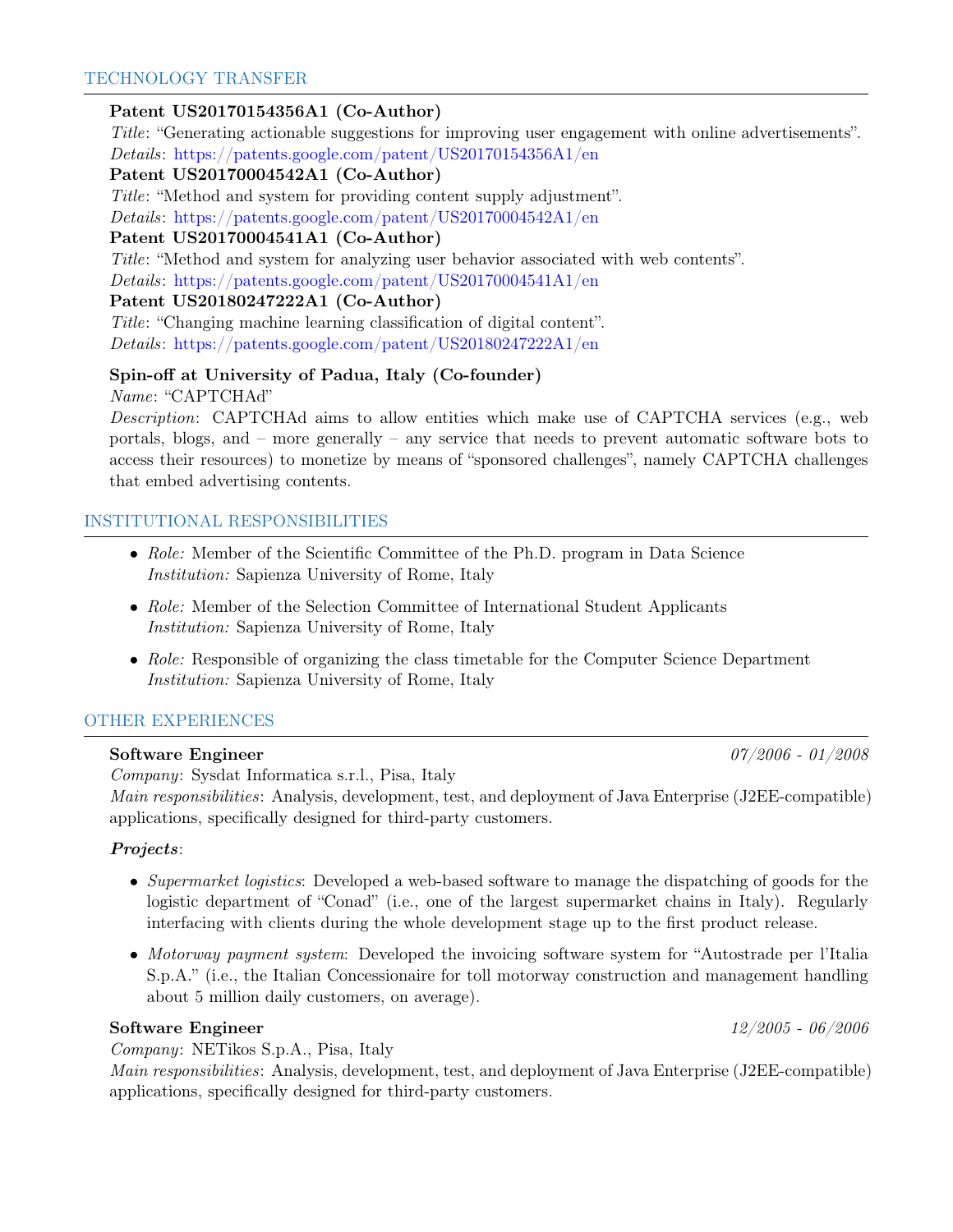## TECHNOLOGY TRANSFER

**Patent US20170154356A1 (Co-Author)**
*Title*: "Generating actionable suggestions for improving user engagement with online advertisements".
*Details*: https://patents.google.com/patent/US20170154356A1/en

**Patent US20170004542A1 (Co-Author)**
*Title*: "Method and system for providing content supply adjustment".
*Details*: https://patents.google.com/patent/US20170004542A1/en

**Patent US20170004541A1 (Co-Author)**
*Title*: "Method and system for analyzing user behavior associated with web contents".
*Details*: https://patents.google.com/patent/US20170004541A1/en

**Patent US20180247222A1 (Co-Author)**
*Title*: "Changing machine learning classification of digital content".
*Details*: https://patents.google.com/patent/US20180247222A1/en

**Spin-off at University of Padua, Italy (Co-founder)**
*Name*: "CAPTCHAd"
*Description*: CAPTCHAd aims to allow entities which make use of CAPTCHA services (e.g., web portals, blogs, and – more generally – any service that needs to prevent automatic software bots to access their resources) to monetize by means of "sponsored challenges", namely CAPTCHA challenges that embed advertising contents.

## INSTITUTIONAL RESPONSIBILITIES

- *Role:* Member of the Scientific Committee of the Ph.D. program in Data Science
  *Institution:* Sapienza University of Rome, Italy
- *Role:* Member of the Selection Committee of International Student Applicants
  *Institution:* Sapienza University of Rome, Italy
- *Role:* Responsible of organizing the class timetable for the Computer Science Department
  *Institution:* Sapienza University of Rome, Italy

## OTHER EXPERIENCES

**Software Engineer** *07/2006 - 01/2008*
*Company*: Sysdat Informatica s.r.l., Pisa, Italy
*Main responsibilities*: Analysis, development, test, and deployment of Java Enterprise (J2EE-compatible) applications, specifically designed for third-party customers.

***Projects***:

- *Supermarket logistics*: Developed a web-based software to manage the dispatching of goods for the logistic department of "Conad" (i.e., one of the largest supermarket chains in Italy). Regularly interfacing with clients during the whole development stage up to the first product release.
- *Motorway payment system*: Developed the invoicing software system for "Autostrade per l'Italia S.p.A." (i.e., the Italian Concessionaire for toll motorway construction and management handling about 5 million daily customers, on average).

**Software Engineer** *12/2005 - 06/2006*
*Company*: NETikos S.p.A., Pisa, Italy
*Main responsibilities*: Analysis, development, test, and deployment of Java Enterprise (J2EE-compatible) applications, specifically designed for third-party customers.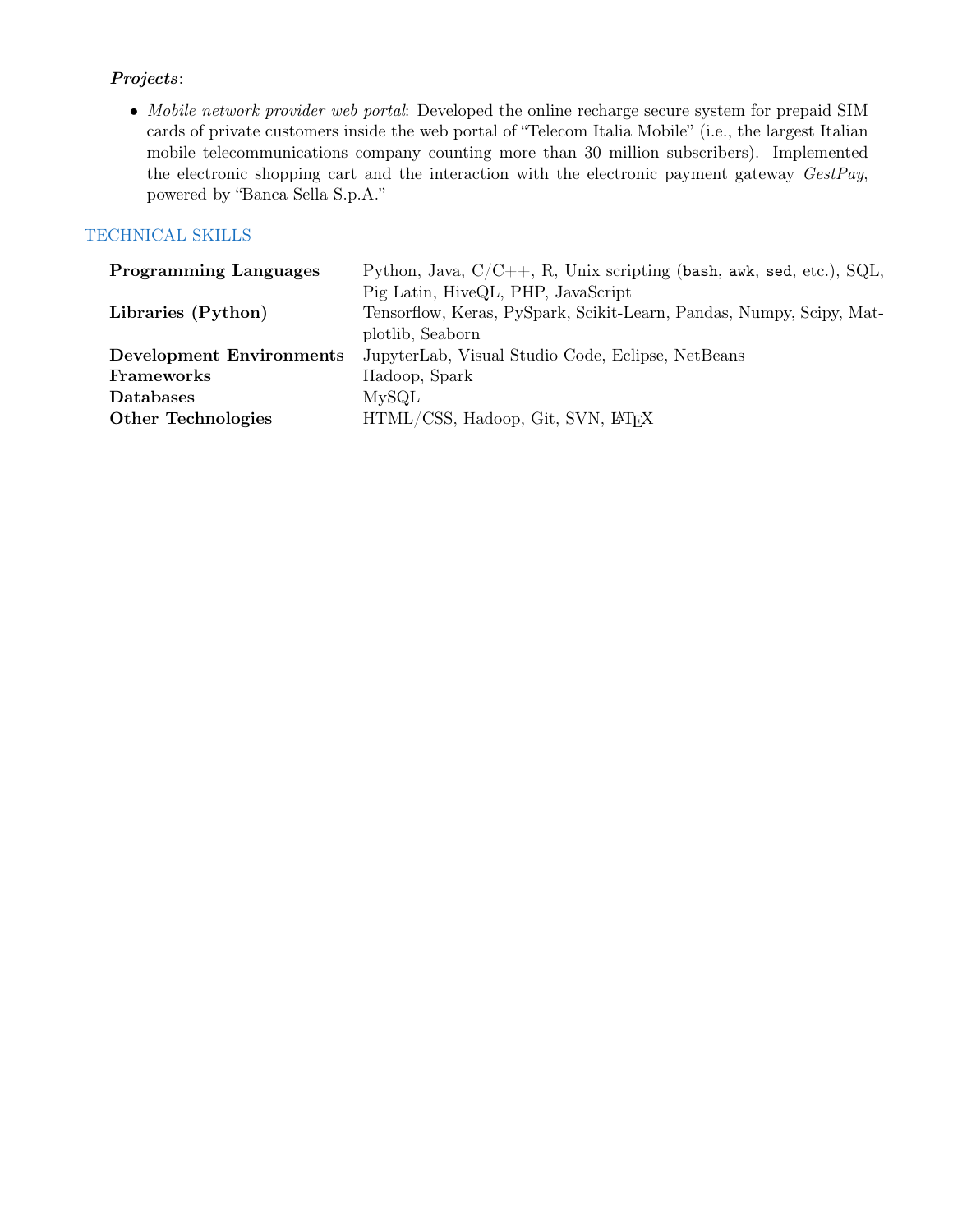***Projects***:

- *Mobile network provider web portal*: Developed the online recharge secure system for prepaid SIM cards of private customers inside the web portal of "Telecom Italia Mobile" (i.e., the largest Italian mobile telecommunications company counting more than 30 million subscribers). Implemented the electronic shopping cart and the interaction with the electronic payment gateway *GestPay*, powered by "Banca Sella S.p.A."

## TECHNICAL SKILLS

| | |
|---|---|
| **Programming Languages** | Python, Java, C/C++, R, Unix scripting (`bash`, `awk`, `sed`, etc.), SQL, Pig Latin, HiveQL, PHP, JavaScript |
| **Libraries (Python)** | Tensorflow, Keras, PySpark, Scikit-Learn, Pandas, Numpy, Scipy, Matplotlib, Seaborn |
| **Development Environments** | JupyterLab, Visual Studio Code, Eclipse, NetBeans |
| **Frameworks** | Hadoop, Spark |
| **Databases** | MySQL |
| **Other Technologies** | HTML/CSS, Hadoop, Git, SVN, LaTeX |